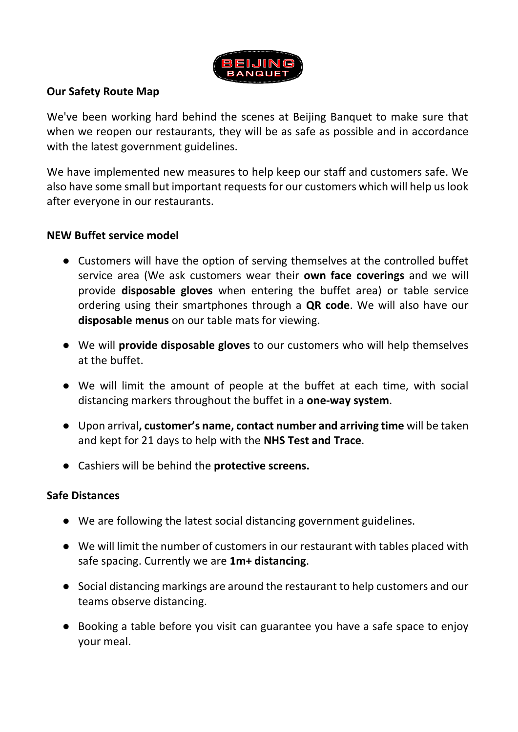BEIJING BANQUET

**Our Safety Route Map**

We've been working hard behind the scenes at Beijing Banquet to make sure that when we reopen our restaurants, they will be as safe as possible and in accordance with the latest government guidelines.

We have implemented new measures to help keep our staff and customers safe. We also have some small but important requests for our customers which will help us look after everyone in our restaurants.

**NEW Buffet service model**

- Customers will have the option of serving themselves at the controlled buffet service area (We ask customers wear their **own face coverings** and we will provide **disposable gloves** when entering the buffet area) or table service ordering using their smartphones through a **QR code**. We will also have our **disposable menus** on our table mats for viewing.
- We will **provide disposable gloves** to our customers who will help themselves at the buffet.
- We will limit the amount of people at the buffet at each time, with social distancing markers throughout the buffet in a **one-way system**.
- Upon arrival**, customer's name, contact number and arriving time** will be taken and kept for 21 days to help with the **NHS Test and Trace**.
- Cashiers will be behind the **protective screens.**

**Safe Distances**

- We are following the latest social distancing government guidelines.
- We will limit the number of customers in our restaurant with tables placed with safe spacing. Currently we are **1m+ distancing**.
- Social distancing markings are around the restaurant to help customers and our teams observe distancing.
- Booking a table before you visit can guarantee you have a safe space to enjoy your meal.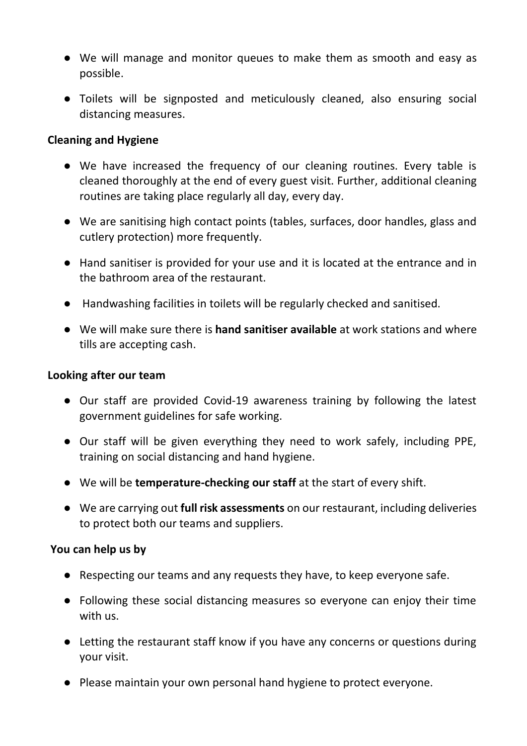- We will manage and monitor queues to make them as smooth and easy as possible.
- Toilets will be signposted and meticulously cleaned, also ensuring social distancing measures.

**Cleaning and Hygiene**

- We have increased the frequency of our cleaning routines. Every table is cleaned thoroughly at the end of every guest visit. Further, additional cleaning routines are taking place regularly all day, every day.
- We are sanitising high contact points (tables, surfaces, door handles, glass and cutlery protection) more frequently.
- Hand sanitiser is provided for your use and it is located at the entrance and in the bathroom area of the restaurant.
- Handwashing facilities in toilets will be regularly checked and sanitised.
- We will make sure there is **hand sanitiser available** at work stations and where tills are accepting cash.

**Looking after our team**

- Our staff are provided Covid-19 awareness training by following the latest government guidelines for safe working.
- Our staff will be given everything they need to work safely, including PPE, training on social distancing and hand hygiene.
- We will be **temperature-checking our staff** at the start of every shift.
- We are carrying out **full risk assessments** on our restaurant, including deliveries to protect both our teams and suppliers.

**You can help us by**

- Respecting our teams and any requests they have, to keep everyone safe.
- Following these social distancing measures so everyone can enjoy their time with us.
- Letting the restaurant staff know if you have any concerns or questions during your visit.
- Please maintain your own personal hand hygiene to protect everyone.